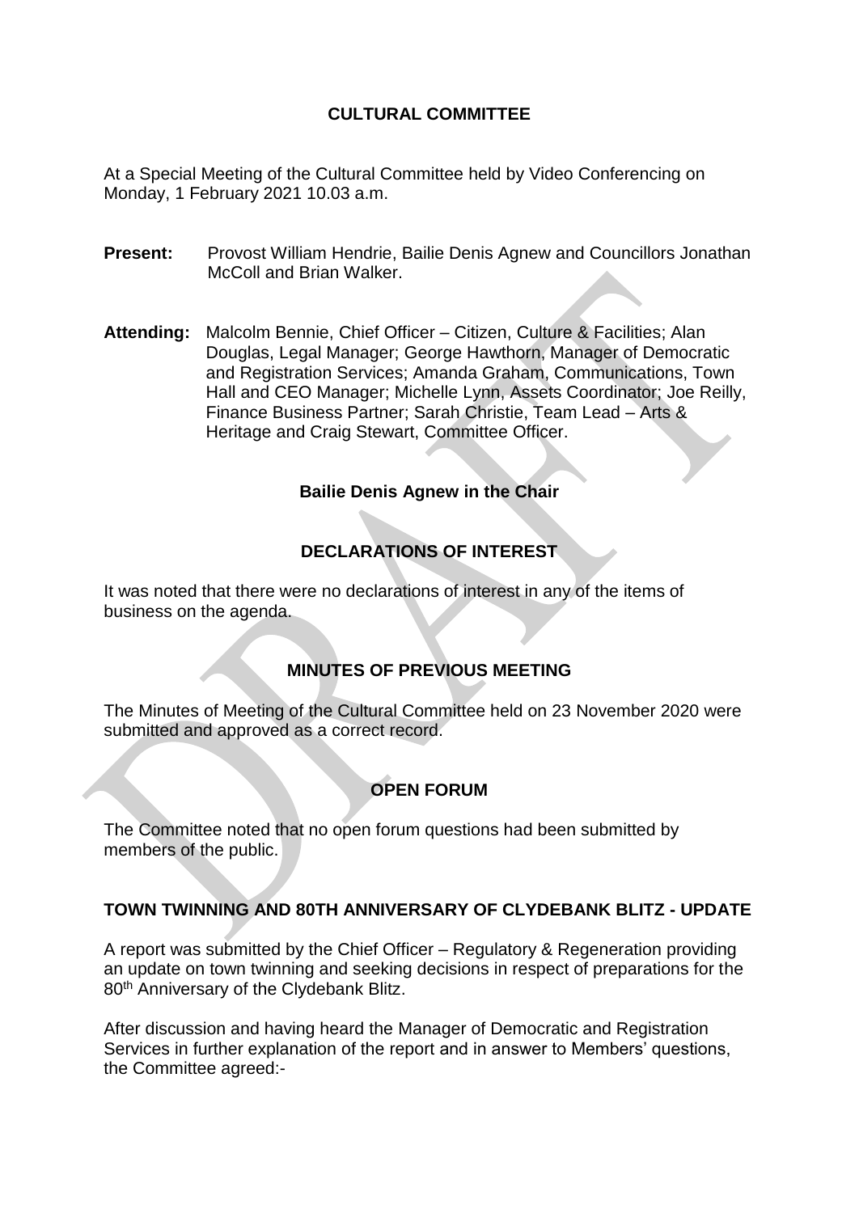# CULTURAL COMMITTEE

At a Special Meeting of the Cultural Committee held by Video Conferencing on Monday, 1 February 2021 10.03 a.m.

**Present:** Provost William Hendrie, Bailie Denis Agnew and Councillors Jonathan McColl and Brian Walker.

**Attending:** Malcolm Bennie, Chief Officer – Citizen, Culture & Facilities; Alan Douglas, Legal Manager; George Hawthorn, Manager of Democratic and Registration Services; Amanda Graham, Communications, Town Hall and CEO Manager; Michelle Lynn, Assets Coordinator; Joe Reilly, Finance Business Partner; Sarah Christie, Team Lead – Arts & Heritage and Craig Stewart, Committee Officer.

**Bailie Denis Agnew in the Chair**

## DECLARATIONS OF INTEREST

It was noted that there were no declarations of interest in any of the items of business on the agenda.

## MINUTES OF PREVIOUS MEETING

The Minutes of Meeting of the Cultural Committee held on 23 November 2020 were submitted and approved as a correct record.

## OPEN FORUM

The Committee noted that no open forum questions had been submitted by members of the public.

## TOWN TWINNING AND 80TH ANNIVERSARY OF CLYDEBANK BLITZ - UPDATE

A report was submitted by the Chief Officer – Regulatory & Regeneration providing an update on town twinning and seeking decisions in respect of preparations for the 80th Anniversary of the Clydebank Blitz.

After discussion and having heard the Manager of Democratic and Registration Services in further explanation of the report and in answer to Members' questions, the Committee agreed:-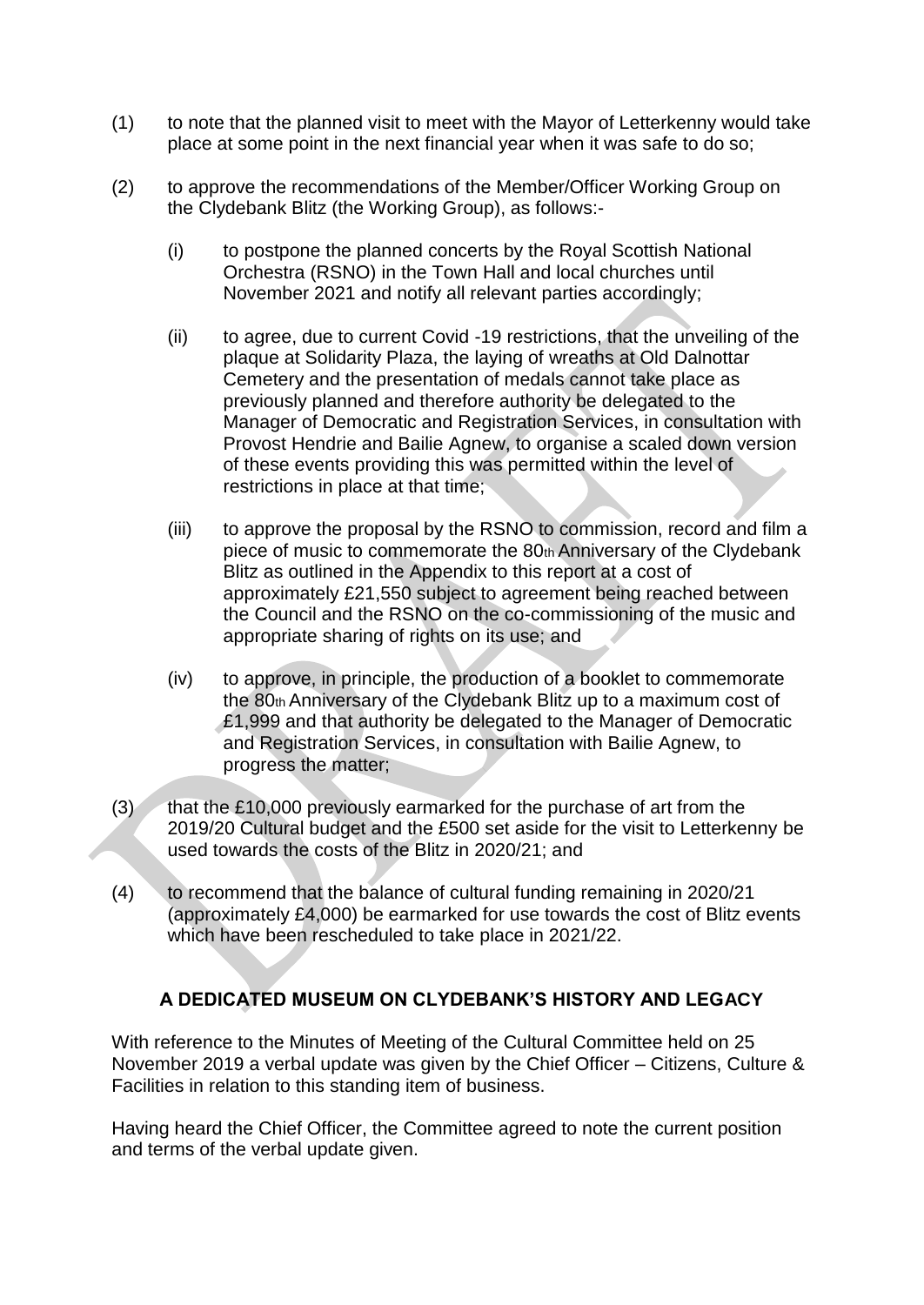(1) to note that the planned visit to meet with the Mayor of Letterkenny would take place at some point in the next financial year when it was safe to do so;

(2) to approve the recommendations of the Member/Officer Working Group on the Clydebank Blitz (the Working Group), as follows:-

   (i) to postpone the planned concerts by the Royal Scottish National Orchestra (RSNO) in the Town Hall and local churches until November 2021 and notify all relevant parties accordingly;

   (ii) to agree, due to current Covid -19 restrictions, that the unveiling of the plaque at Solidarity Plaza, the laying of wreaths at Old Dalnottar Cemetery and the presentation of medals cannot take place as previously planned and therefore authority be delegated to the Manager of Democratic and Registration Services, in consultation with Provost Hendrie and Bailie Agnew, to organise a scaled down version of these events providing this was permitted within the level of restrictions in place at that time;

   (iii) to approve the proposal by the RSNO to commission, record and film a piece of music to commemorate the 80th Anniversary of the Clydebank Blitz as outlined in the Appendix to this report at a cost of approximately £21,550 subject to agreement being reached between the Council and the RSNO on the co-commissioning of the music and appropriate sharing of rights on its use; and

   (iv) to approve, in principle, the production of a booklet to commemorate the 80th Anniversary of the Clydebank Blitz up to a maximum cost of £1,999 and that authority be delegated to the Manager of Democratic and Registration Services, in consultation with Bailie Agnew, to progress the matter;

(3) that the £10,000 previously earmarked for the purchase of art from the 2019/20 Cultural budget and the £500 set aside for the visit to Letterkenny be used towards the costs of the Blitz in 2020/21; and

(4) to recommend that the balance of cultural funding remaining in 2020/21 (approximately £4,000) be earmarked for use towards the cost of Blitz events which have been rescheduled to take place in 2021/22.

## A DEDICATED MUSEUM ON CLYDEBANK'S HISTORY AND LEGACY

With reference to the Minutes of Meeting of the Cultural Committee held on 25 November 2019 a verbal update was given by the Chief Officer – Citizens, Culture & Facilities in relation to this standing item of business.

Having heard the Chief Officer, the Committee agreed to note the current position and terms of the verbal update given.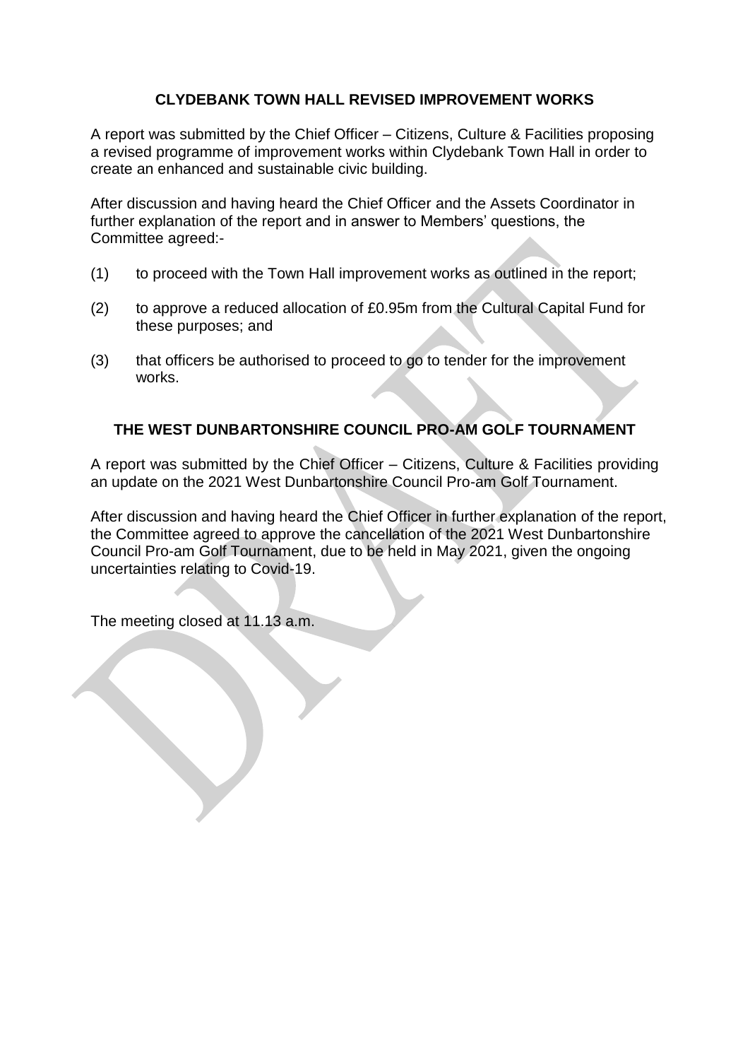### CLYDEBANK TOWN HALL REVISED IMPROVEMENT WORKS

A report was submitted by the Chief Officer – Citizens, Culture & Facilities proposing a revised programme of improvement works within Clydebank Town Hall in order to create an enhanced and sustainable civic building.

After discussion and having heard the Chief Officer and the Assets Coordinator in further explanation of the report and in answer to Members' questions, the Committee agreed:-

(1) to proceed with the Town Hall improvement works as outlined in the report;

(2) to approve a reduced allocation of £0.95m from the Cultural Capital Fund for these purposes; and

(3) that officers be authorised to proceed to go to tender for the improvement works.

### THE WEST DUNBARTONSHIRE COUNCIL PRO-AM GOLF TOURNAMENT

A report was submitted by the Chief Officer – Citizens, Culture & Facilities providing an update on the 2021 West Dunbartonshire Council Pro-am Golf Tournament.

After discussion and having heard the Chief Officer in further explanation of the report, the Committee agreed to approve the cancellation of the 2021 West Dunbartonshire Council Pro-am Golf Tournament, due to be held in May 2021, given the ongoing uncertainties relating to Covid-19.

The meeting closed at 11.13 a.m.